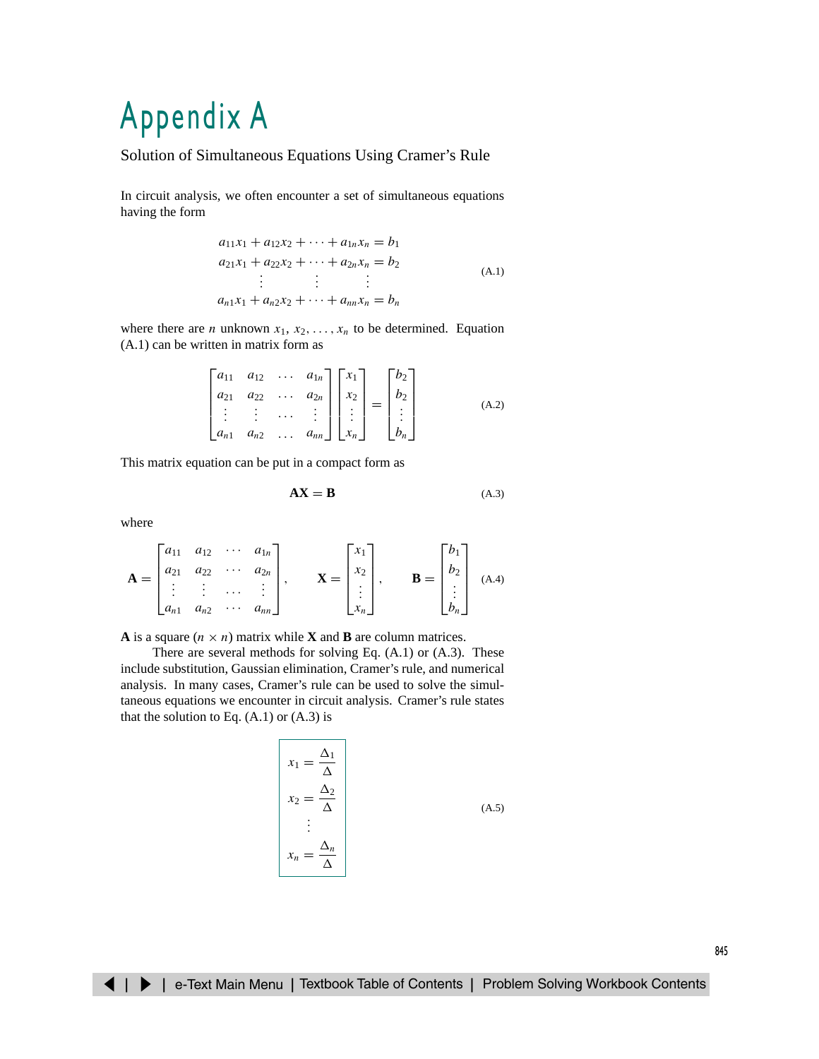# Appendix A

Solution of Simultaneous Equations Using Cramer's Rule

In circuit analysis, we often encounter a set of simultaneous equations having the form

$$
\begin{aligned}
a_{11}x_1 + a_{12}x_2 + \cdots + a_{1n}x_n &= b_1 \\
a_{21}x_1 + a_{22}x_2 + \cdots + a_{2n}x_n &= b_2 \\
\vdots \qquad\quad \vdots \qquad\quad &\ \vdots \\
a_{n1}x_1 + a_{n2}x_2 + \cdots + a_{nn}x_n &= b_n
\end{aligned}
\tag{A.1}
$$

where there are $n$ unknown $x_1, x_2, \ldots, x_n$ to be determined. Equation (A.1) can be written in matrix form as

$$
\begin{bmatrix}
a_{11} & a_{12} & \ldots & a_{1n} \\
a_{21} & a_{22} & \ldots & a_{2n} \\
\vdots & \vdots & \ldots & \vdots \\
a_{n1} & a_{n2} & \ldots & a_{nn}
\end{bmatrix}
\begin{bmatrix}
x_1 \\ x_2 \\ \vdots \\ x_n
\end{bmatrix}
=
\begin{bmatrix}
b_2 \\ b_2 \\ \vdots \\ b_n
\end{bmatrix}
\tag{A.2}
$$

This matrix equation can be put in a compact form as

$$
\mathbf{AX} = \mathbf{B} \tag{A.3}
$$

where

$$
\mathbf{A} =
\begin{bmatrix}
a_{11} & a_{12} & \cdots & a_{1n} \\
a_{21} & a_{22} & \cdots & a_{2n} \\
\vdots & \vdots & \ldots & \vdots \\
a_{n1} & a_{n2} & \cdots & a_{nn}
\end{bmatrix}, \qquad
\mathbf{X} =
\begin{bmatrix}
x_1 \\ x_2 \\ \vdots \\ x_n
\end{bmatrix}, \qquad
\mathbf{B} =
\begin{bmatrix}
b_1 \\ b_2 \\ \vdots \\ b_n
\end{bmatrix}
\tag{A.4}
$$

**A** is a square ($n \times n$) matrix while **X** and **B** are column matrices.

There are several methods for solving Eq. (A.1) or (A.3). These include substitution, Gaussian elimination, Cramer's rule, and numerical analysis. In many cases, Cramer's rule can be used to solve the simultaneous equations we encounter in circuit analysis. Cramer's rule states that the solution to Eq. (A.1) or (A.3) is

$$
\boxed{
\begin{aligned}
x_1 &= \frac{\Delta_1}{\Delta} \\
x_2 &= \frac{\Delta_2}{\Delta} \\
&\ \vdots \\
x_n &= \frac{\Delta_n}{\Delta}
\end{aligned}
}
\tag{A.5}
$$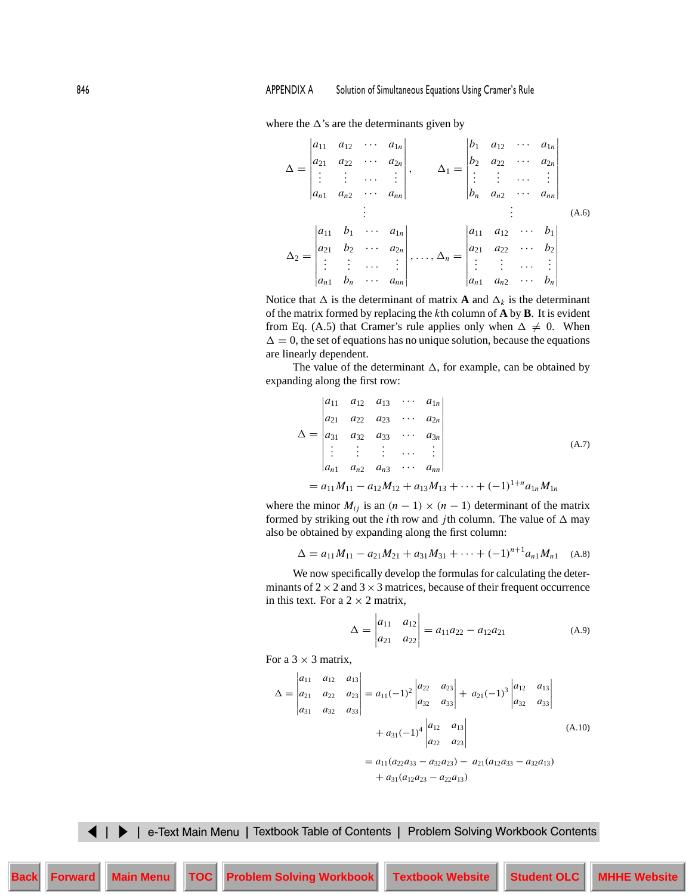where the $\Delta$'s are the determinants given by

$$\Delta = \begin{vmatrix} a_{11} & a_{12} & \cdots & a_{1n} \\ a_{21} & a_{22} & \cdots & a_{2n} \\ \vdots & \vdots & \cdots & \vdots \\ a_{n1} & a_{n2} & \cdots & a_{nn} \end{vmatrix}, \qquad \Delta_1 = \begin{vmatrix} b_1 & a_{12} & \cdots & a_{1n} \\ b_2 & a_{22} & \cdots & a_{2n} \\ \vdots & \vdots & \cdots & \vdots \\ b_n & a_{n2} & \cdots & a_{nn} \end{vmatrix}$$

$$\vdots \qquad\qquad\qquad \vdots \tag{A.6}$$

$$\Delta_2 = \begin{vmatrix} a_{11} & b_1 & \cdots & a_{1n} \\ a_{21} & b_2 & \cdots & a_{2n} \\ \vdots & \vdots & \cdots & \vdots \\ a_{n1} & b_n & \cdots & a_{nn} \end{vmatrix}, \ldots, \Delta_n = \begin{vmatrix} a_{11} & a_{12} & \cdots & b_1 \\ a_{21} & a_{22} & \cdots & b_2 \\ \vdots & \vdots & \cdots & \vdots \\ a_{n1} & a_{n2} & \cdots & b_n \end{vmatrix}$$

Notice that $\Delta$ is the determinant of matrix **A** and $\Delta_k$ is the determinant of the matrix formed by replacing the $k$th column of **A** by **B**. It is evident from Eq. (A.5) that Cramer's rule applies only when $\Delta \neq 0$. When $\Delta = 0$, the set of equations has no unique solution, because the equations are linearly dependent.

The value of the determinant $\Delta$, for example, can be obtained by expanding along the first row:

$$\Delta = \begin{vmatrix} a_{11} & a_{12} & a_{13} & \cdots & a_{1n} \\ a_{21} & a_{22} & a_{23} & \cdots & a_{2n} \\ a_{31} & a_{32} & a_{33} & \cdots & a_{3n} \\ \vdots & \vdots & \vdots & \cdots & \vdots \\ a_{n1} & a_{n2} & a_{n3} & \cdots & a_{nn} \end{vmatrix}$$
$$= a_{11}M_{11} - a_{12}M_{12} + a_{13}M_{13} + \cdots + (-1)^{1+n}a_{1n}M_{1n} \tag{A.7}$$

where the minor $M_{ij}$ is an $(n-1) \times (n-1)$ determinant of the matrix formed by striking out the $i$th row and $j$th column. The value of $\Delta$ may also be obtained by expanding along the first column:

$$\Delta = a_{11}M_{11} - a_{21}M_{21} + a_{31}M_{31} + \cdots + (-1)^{n+1}a_{n1}M_{n1} \tag{A.8}$$

We now specifically develop the formulas for calculating the determinants of $2 \times 2$ and $3 \times 3$ matrices, because of their frequent occurrence in this text. For a $2 \times 2$ matrix,

$$\Delta = \begin{vmatrix} a_{11} & a_{12} \\ a_{21} & a_{22} \end{vmatrix} = a_{11}a_{22} - a_{12}a_{21} \tag{A.9}$$

For a $3 \times 3$ matrix,

$$\Delta = \begin{vmatrix} a_{11} & a_{12} & a_{13} \\ a_{21} & a_{22} & a_{23} \\ a_{31} & a_{32} & a_{33} \end{vmatrix} = a_{11}(-1)^2 \begin{vmatrix} a_{22} & a_{23} \\ a_{32} & a_{33} \end{vmatrix} + a_{21}(-1)^3 \begin{vmatrix} a_{12} & a_{13} \\ a_{32} & a_{33} \end{vmatrix}$$
$$+ a_{31}(-1)^4 \begin{vmatrix} a_{12} & a_{13} \\ a_{22} & a_{23} \end{vmatrix} \tag{A.10}$$
$$= a_{11}(a_{22}a_{33} - a_{32}a_{23}) - a_{21}(a_{12}a_{33} - a_{32}a_{13})$$
$$+ a_{31}(a_{12}a_{23} - a_{22}a_{13})$$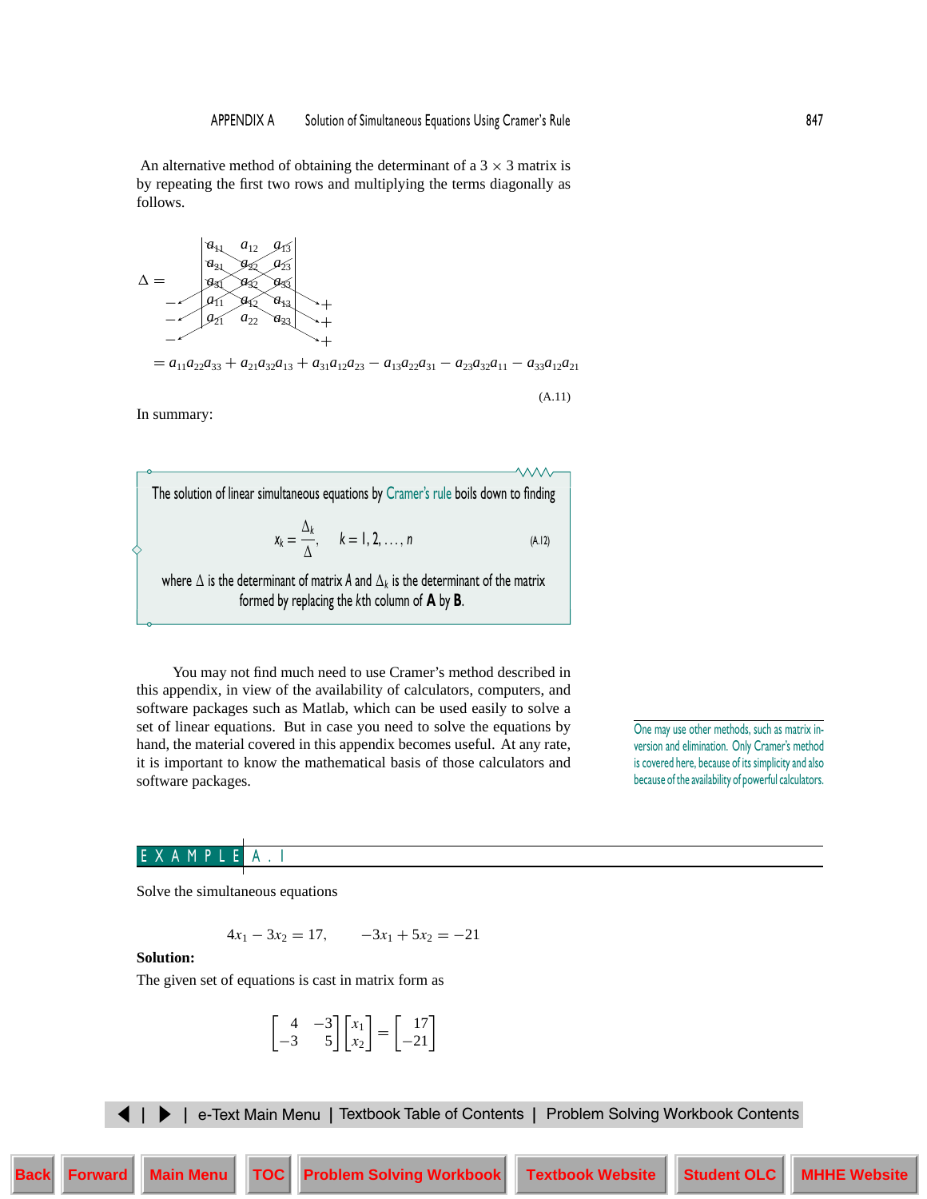An alternative method of obtaining the determinant of a $3 \times 3$ matrix is by repeating the first two rows and multiplying the terms diagonally as follows.

$$\Delta = \begin{vmatrix} a_{11} & a_{12} & a_{13} \\ a_{21} & a_{22} & a_{23} \\ a_{31} & a_{32} & a_{33} \\ a_{11} & a_{12} & a_{13} \\ a_{21} & a_{22} & a_{23} \end{vmatrix}$$

$$= a_{11}a_{22}a_{33} + a_{21}a_{32}a_{13} + a_{31}a_{12}a_{23} - a_{13}a_{22}a_{31} - a_{23}a_{32}a_{11} - a_{33}a_{12}a_{21} \tag{A.11}$$

In summary:

> The solution of linear simultaneous equations by Cramer's rule boils down to finding
>
> $$x_k = \frac{\Delta_k}{\Delta}, \qquad k = 1, 2, \ldots, n \tag{A.12}$$
>
> where $\Delta$ is the determinant of matrix $A$ and $\Delta_k$ is the determinant of the matrix formed by replacing the $k$th column of **A** by **B**.

You may not find much need to use Cramer's method described in this appendix, in view of the availability of calculators, computers, and software packages such as Matlab, which can be used easily to solve a set of linear equations. But in case you need to solve the equations by hand, the material covered in this appendix becomes useful. At any rate, it is important to know the mathematical basis of those calculators and software packages.

*One may use other methods, such as matrix inversion and elimination. Only Cramer's method is covered here, because of its simplicity and also because of the availability of powerful calculators.*

## EXAMPLE A.1

Solve the simultaneous equations

$$4x_1 - 3x_2 = 17, \qquad -3x_1 + 5x_2 = -21$$

**Solution:**

The given set of equations is cast in matrix form as

$$\begin{bmatrix} 4 & -3 \\ -3 & 5 \end{bmatrix} \begin{bmatrix} x_1 \\ x_2 \end{bmatrix} = \begin{bmatrix} 17 \\ -21 \end{bmatrix}$$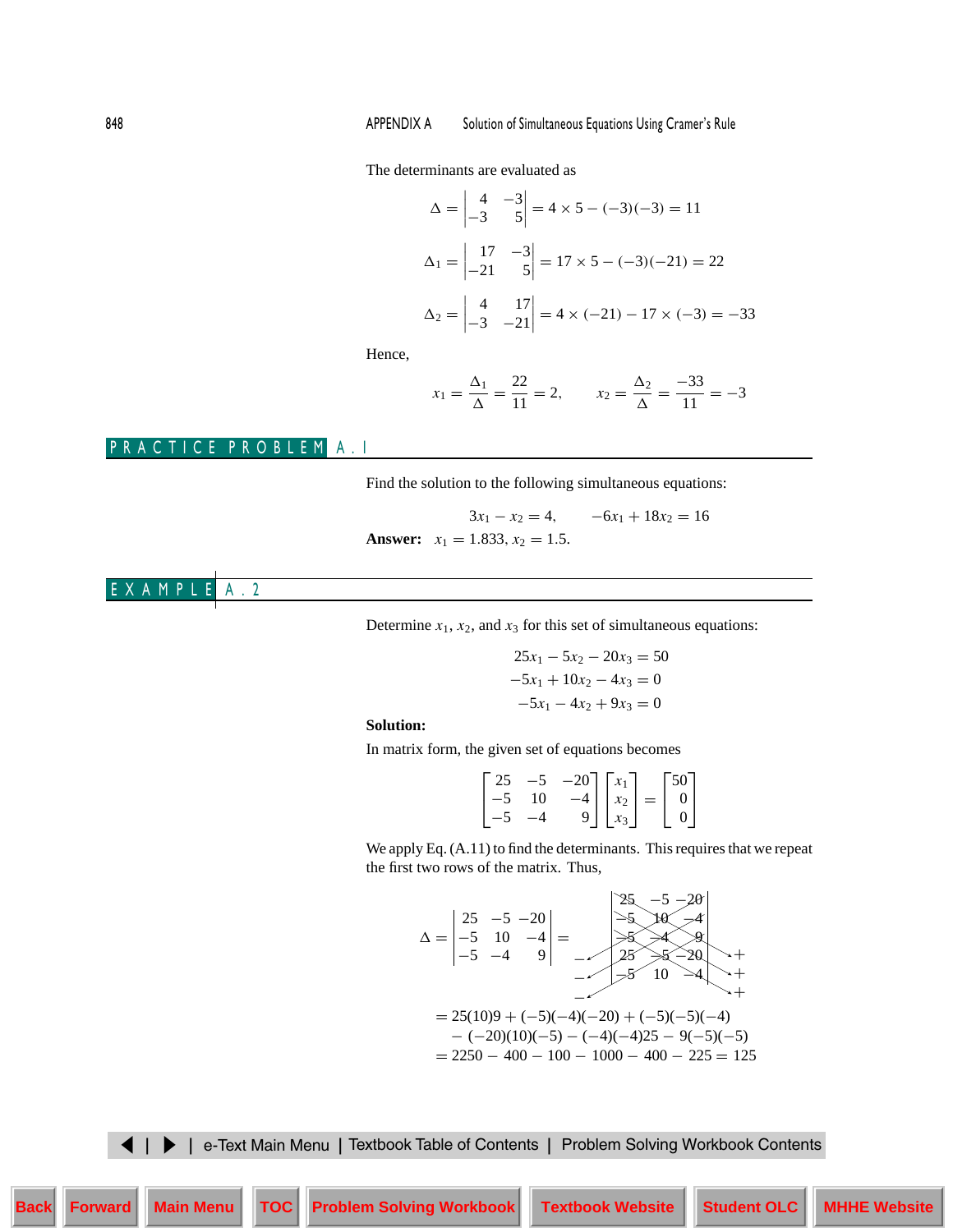The determinants are evaluated as

$$\Delta = \begin{vmatrix} 4 & -3 \\ -3 & 5 \end{vmatrix} = 4 \times 5 - (-3)(-3) = 11$$

$$\Delta_1 = \begin{vmatrix} 17 & -3 \\ -21 & 5 \end{vmatrix} = 17 \times 5 - (-3)(-21) = 22$$

$$\Delta_2 = \begin{vmatrix} 4 & 17 \\ -3 & -21 \end{vmatrix} = 4 \times (-21) - 17 \times (-3) = -33$$

Hence,

$$x_1 = \frac{\Delta_1}{\Delta} = \frac{22}{11} = 2, \qquad x_2 = \frac{\Delta_2}{\Delta} = \frac{-33}{11} = -3$$

## PRACTICE PROBLEM A.1

Find the solution to the following simultaneous equations:

$$3x_1 - x_2 = 4, \qquad -6x_1 + 18x_2 = 16$$

**Answer:** $x_1 = 1.833, x_2 = 1.5$.

## EXAMPLE A.2

Determine $x_1$, $x_2$, and $x_3$ for this set of simultaneous equations:

$$\begin{aligned} 25x_1 - 5x_2 - 20x_3 &= 50 \\ -5x_1 + 10x_2 - 4x_3 &= 0 \\ -5x_1 - 4x_2 + 9x_3 &= 0 \end{aligned}$$

**Solution:**

In matrix form, the given set of equations becomes

$$\begin{bmatrix} 25 & -5 & -20 \\ -5 & 10 & -4 \\ -5 & -4 & 9 \end{bmatrix} \begin{bmatrix} x_1 \\ x_2 \\ x_3 \end{bmatrix} = \begin{bmatrix} 50 \\ 0 \\ 0 \end{bmatrix}$$

We apply Eq. (A.11) to find the determinants. This requires that we repeat the first two rows of the matrix. Thus,

$$\Delta = \begin{vmatrix} 25 & -5 & -20 \\ -5 & 10 & -4 \\ -5 & -4 & 9 \end{vmatrix} = \begin{vmatrix} 25 & -5 & -20 \\ -5 & 10 & -4 \\ -5 & -4 & 9 \\ 25 & -5 & -20 \\ -5 & 10 & -4 \end{vmatrix}$$

$$\begin{aligned} &= 25(10)9 + (-5)(-4)(-20) + (-5)(-5)(-4) \\ &\quad - (-20)(10)(-5) - (-4)(-4)25 - 9(-5)(-5) \\ &= 2250 - 400 - 100 - 1000 - 400 - 225 = 125 \end{aligned}$$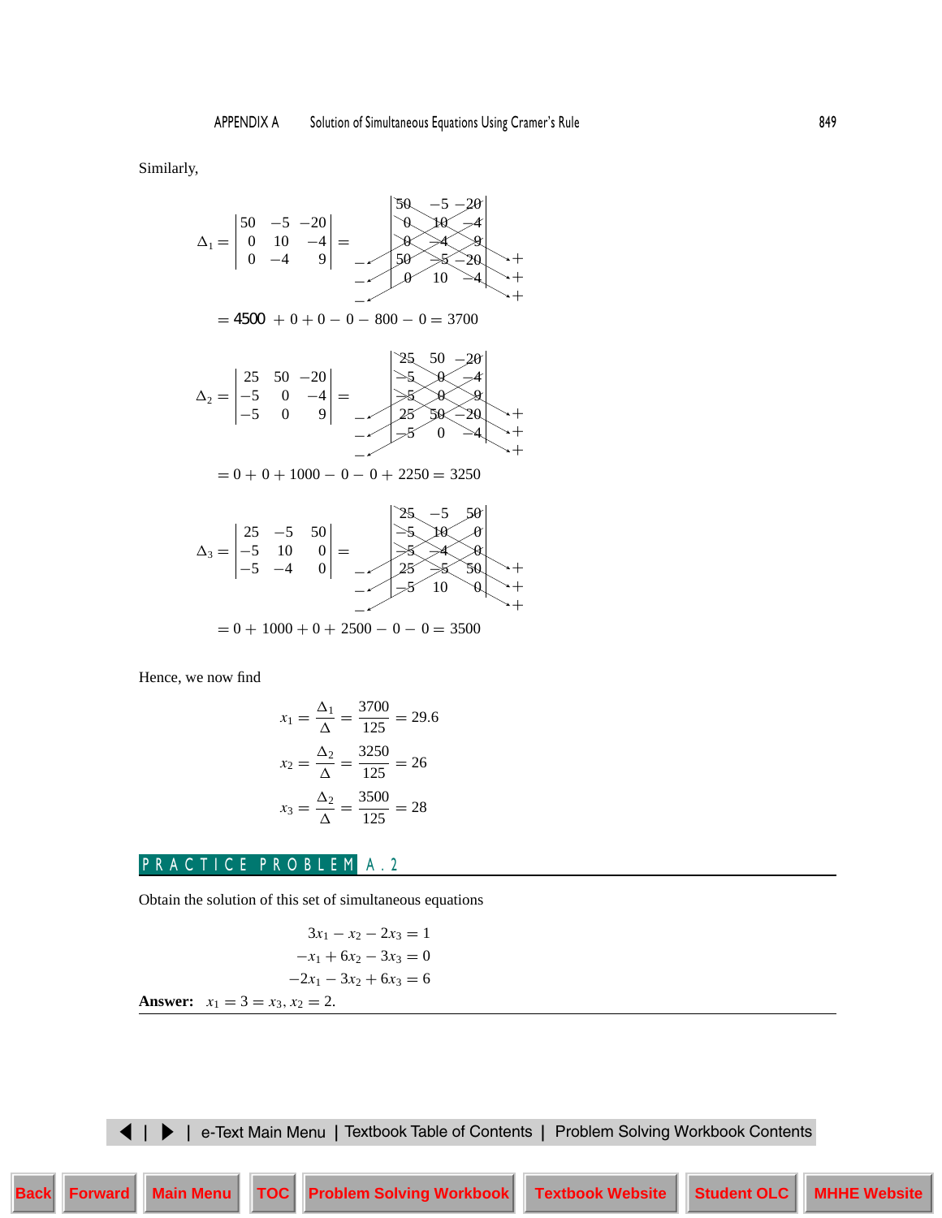Similarly,

$$\Delta_1 = \begin{vmatrix} 50 & -5 & -20 \\ 0 & 10 & -4 \\ 0 & -4 & 9 \end{vmatrix} = \begin{vmatrix} 50 & -5 & -20 \\ 0 & 10 & -4 \\ 0 & -4 & 9 \\ 50 & -5 & -20 \\ 0 & 10 & -4 \end{vmatrix}$$

$$= 4500 + 0 + 0 - 0 - 800 - 0 = 3700$$

$$\Delta_2 = \begin{vmatrix} 25 & 50 & -20 \\ -5 & 0 & -4 \\ -5 & 0 & 9 \end{vmatrix} = \begin{vmatrix} 25 & 50 & -20 \\ -5 & 0 & -4 \\ -5 & 0 & 9 \\ 25 & 50 & -20 \\ -5 & 0 & -4 \end{vmatrix}$$

$$= 0 + 0 + 1000 - 0 - 0 + 2250 = 3250$$

$$\Delta_3 = \begin{vmatrix} 25 & -5 & 50 \\ -5 & 10 & 0 \\ -5 & -4 & 0 \end{vmatrix} = \begin{vmatrix} 25 & -5 & 50 \\ -5 & 10 & 0 \\ -5 & -4 & 0 \\ 25 & -5 & 50 \\ -5 & 10 & 0 \end{vmatrix}$$

$$= 0 + 1000 + 0 + 2500 - 0 - 0 = 3500$$

Hence, we now find

$$x_1 = \frac{\Delta_1}{\Delta} = \frac{3700}{125} = 29.6$$

$$x_2 = \frac{\Delta_2}{\Delta} = \frac{3250}{125} = 26$$

$$x_3 = \frac{\Delta_2}{\Delta} = \frac{3500}{125} = 28$$

## PRACTICE PROBLEM A.2

Obtain the solution of this set of simultaneous equations

$$3x_1 - x_2 - 2x_3 = 1$$
$$-x_1 + 6x_2 - 3x_3 = 0$$
$$-2x_1 - 3x_2 + 6x_3 = 6$$

**Answer:** $x_1 = 3 = x_3$, $x_2 = 2$.